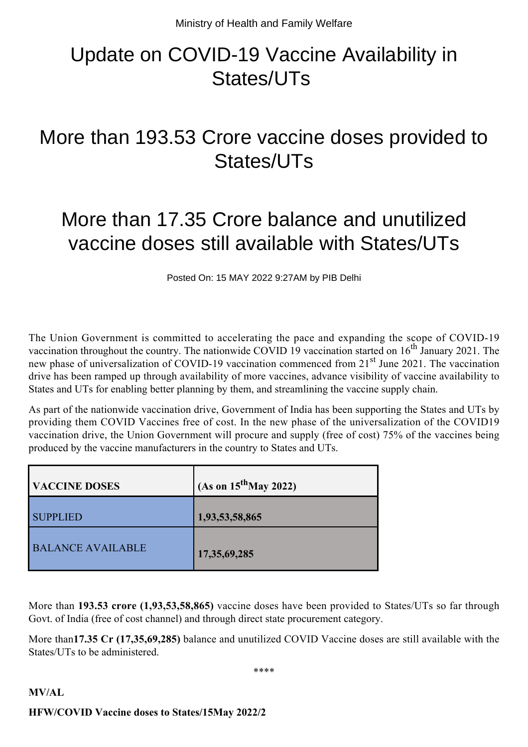Ministry of Health and Family Welfare

# Update on COVID-19 Vaccine Availability in States/UTs

# More than 193.53 Crore vaccine doses provided to States/UTs

# More than 17.35 Crore balance and unutilized vaccine doses still available with States/UTs

Posted On: 15 MAY 2022 9:27AM by PIB Delhi

The Union Government is committed to accelerating the pace and expanding the scope of COVID-19 vaccination throughout the country. The nationwide COVID 19 vaccination started on 16th January 2021. The new phase of universalization of COVID-19 vaccination commenced from 21st June 2021. The vaccination drive has been ramped up through availability of more vaccines, advance visibility of vaccine availability to States and UTs for enabling better planning by them, and streamlining the vaccine supply chain.

As part of the nationwide vaccination drive, Government of India has been supporting the States and UTs by providing them COVID Vaccines free of cost. In the new phase of the universalization of the COVID19 vaccination drive, the Union Government will procure and supply (free of cost) 75% of the vaccines being produced by the vaccine manufacturers in the country to States and UTs.

| VACCINE DOSES | (As on 15th May 2022) |
|---|---|
| SUPPLIED | **1,93,53,58,865** |
| BALANCE AVAILABLE | **17,35,69,285** |

More than **193.53 crore (1,93,53,58,865)** vaccine doses have been provided to States/UTs so far through Govt. of India (free of cost channel) and through direct state procurement category.

More than **17.35 Cr (17,35,69,285)** balance and unutilized COVID Vaccine doses are still available with the States/UTs to be administered.

\*\*\*\*

**MV/AL**

**HFW/COVID Vaccine doses to States/15May 2022/2**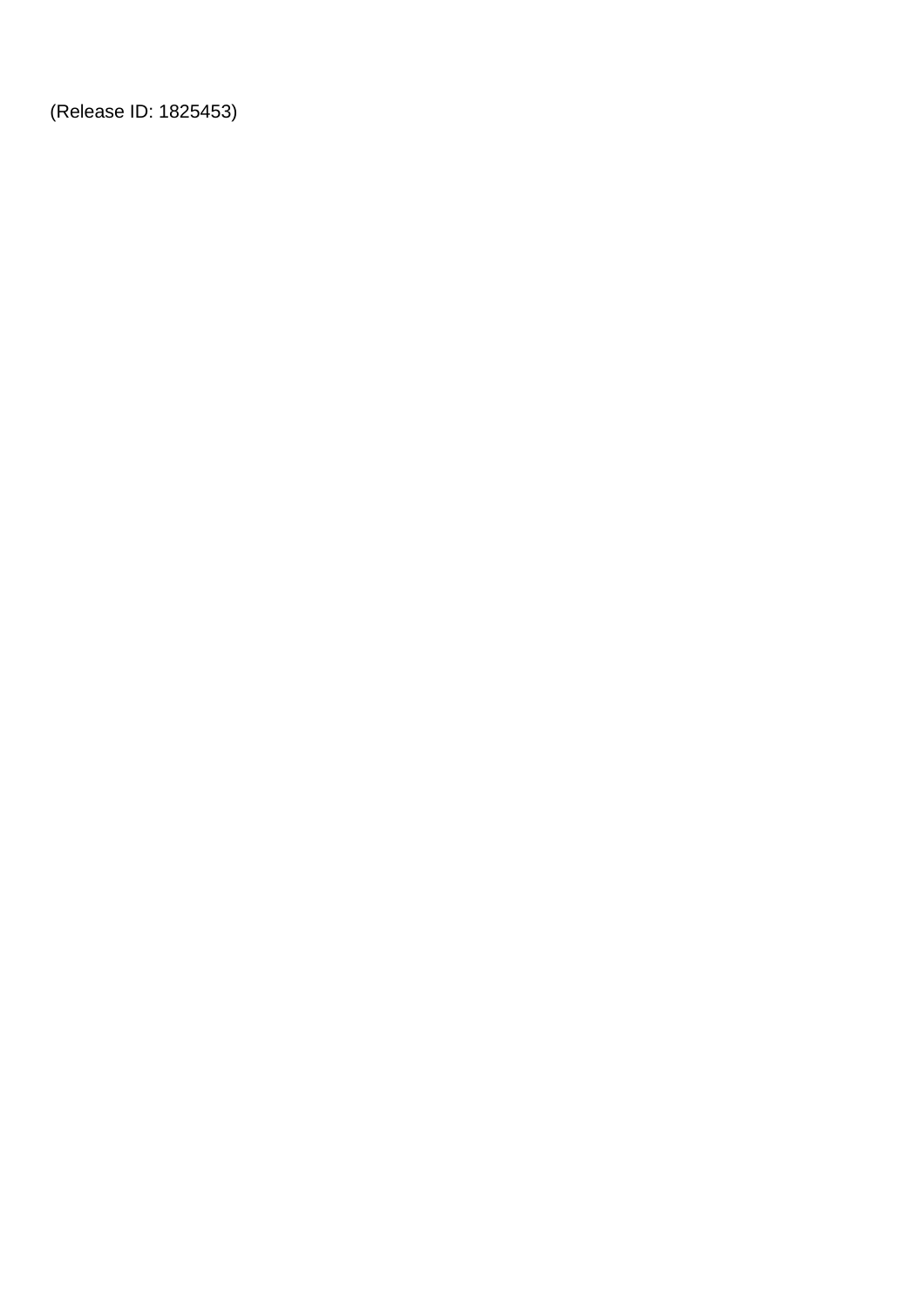(Release ID: 1825453)